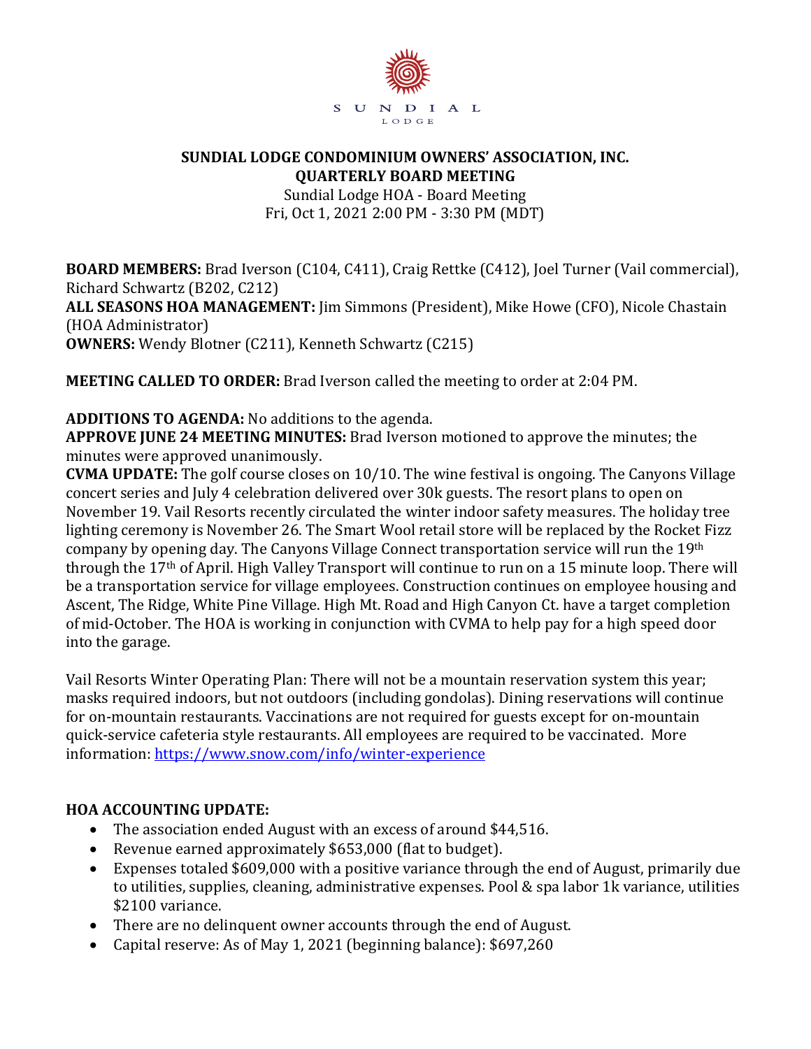SUNDIAL
LODGE

# SUNDIAL LODGE CONDOMINIUM OWNERS' ASSOCIATION, INC.
## QUARTERLY BOARD MEETING

Sundial Lodge HOA - Board Meeting
Fri, Oct 1, 2021 2:00 PM - 3:30 PM (MDT)

**BOARD MEMBERS:** Brad Iverson (C104, C411), Craig Rettke (C412), Joel Turner (Vail commercial), Richard Schwartz (B202, C212)
**ALL SEASONS HOA MANAGEMENT:** Jim Simmons (President), Mike Howe (CFO), Nicole Chastain (HOA Administrator)
**OWNERS:** Wendy Blotner (C211), Kenneth Schwartz (C215)

**MEETING CALLED TO ORDER:** Brad Iverson called the meeting to order at 2:04 PM.

**ADDITIONS TO AGENDA:** No additions to the agenda.
**APPROVE JUNE 24 MEETING MINUTES:** Brad Iverson motioned to approve the minutes; the minutes were approved unanimously.
**CVMA UPDATE:** The golf course closes on 10/10. The wine festival is ongoing. The Canyons Village concert series and July 4 celebration delivered over 30k guests. The resort plans to open on November 19. Vail Resorts recently circulated the winter indoor safety measures. The holiday tree lighting ceremony is November 26. The Smart Wool retail store will be replaced by the Rocket Fizz company by opening day. The Canyons Village Connect transportation service will run the 19th through the 17th of April. High Valley Transport will continue to run on a 15 minute loop. There will be a transportation service for village employees. Construction continues on employee housing and Ascent, The Ridge, White Pine Village. High Mt. Road and High Canyon Ct. have a target completion of mid-October. The HOA is working in conjunction with CVMA to help pay for a high speed door into the garage.

Vail Resorts Winter Operating Plan: There will not be a mountain reservation system this year; masks required indoors, but not outdoors (including gondolas). Dining reservations will continue for on-mountain restaurants. Vaccinations are not required for guests except for on-mountain quick-service cafeteria style restaurants. All employees are required to be vaccinated. More information: https://www.snow.com/info/winter-experience

**HOA ACCOUNTING UPDATE:**

- The association ended August with an excess of around $44,516.
- Revenue earned approximately $653,000 (flat to budget).
- Expenses totaled $609,000 with a positive variance through the end of August, primarily due to utilities, supplies, cleaning, administrative expenses. Pool & spa labor 1k variance, utilities $2100 variance.
- There are no delinquent owner accounts through the end of August.
- Capital reserve: As of May 1, 2021 (beginning balance): $697,260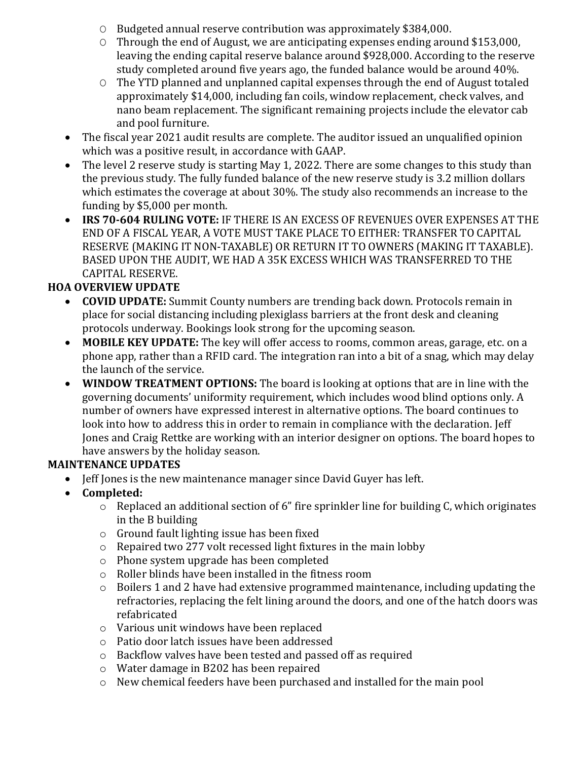- Budgeted annual reserve contribution was approximately $384,000.
  - Through the end of August, we are anticipating expenses ending around $153,000, leaving the ending capital reserve balance around $928,000. According to the reserve study completed around five years ago, the funded balance would be around 40%.
  - The YTD planned and unplanned capital expenses through the end of August totaled approximately $14,000, including fan coils, window replacement, check valves, and nano beam replacement. The significant remaining projects include the elevator cab and pool furniture.
- The fiscal year 2021 audit results are complete. The auditor issued an unqualified opinion which was a positive result, in accordance with GAAP.
- The level 2 reserve study is starting May 1, 2022. There are some changes to this study than the previous study. The fully funded balance of the new reserve study is 3.2 million dollars which estimates the coverage at about 30%. The study also recommends an increase to the funding by $5,000 per month.
- **IRS 70-604 RULING VOTE:** IF THERE IS AN EXCESS OF REVENUES OVER EXPENSES AT THE END OF A FISCAL YEAR, A VOTE MUST TAKE PLACE TO EITHER: TRANSFER TO CAPITAL RESERVE (MAKING IT NON-TAXABLE) OR RETURN IT TO OWNERS (MAKING IT TAXABLE). BASED UPON THE AUDIT, WE HAD A 35K EXCESS WHICH WAS TRANSFERRED TO THE CAPITAL RESERVE.

**HOA OVERVIEW UPDATE**

- **COVID UPDATE:** Summit County numbers are trending back down. Protocols remain in place for social distancing including plexiglass barriers at the front desk and cleaning protocols underway. Bookings look strong for the upcoming season.
- **MOBILE KEY UPDATE:** The key will offer access to rooms, common areas, garage, etc. on a phone app, rather than a RFID card. The integration ran into a bit of a snag, which may delay the launch of the service.
- **WINDOW TREATMENT OPTIONS:** The board is looking at options that are in line with the governing documents' uniformity requirement, which includes wood blind options only. A number of owners have expressed interest in alternative options. The board continues to look into how to address this in order to remain in compliance with the declaration. Jeff Jones and Craig Rettke are working with an interior designer on options. The board hopes to have answers by the holiday season.

**MAINTENANCE UPDATES**

- Jeff Jones is the new maintenance manager since David Guyer has left.
- **Completed:**
  - Replaced an additional section of 6" fire sprinkler line for building C, which originates in the B building
  - Ground fault lighting issue has been fixed
  - Repaired two 277 volt recessed light fixtures in the main lobby
  - Phone system upgrade has been completed
  - Roller blinds have been installed in the fitness room
  - Boilers 1 and 2 have had extensive programmed maintenance, including updating the refractories, replacing the felt lining around the doors, and one of the hatch doors was refabricated
  - Various unit windows have been replaced
  - Patio door latch issues have been addressed
  - Backflow valves have been tested and passed off as required
  - Water damage in B202 has been repaired
  - New chemical feeders have been purchased and installed for the main pool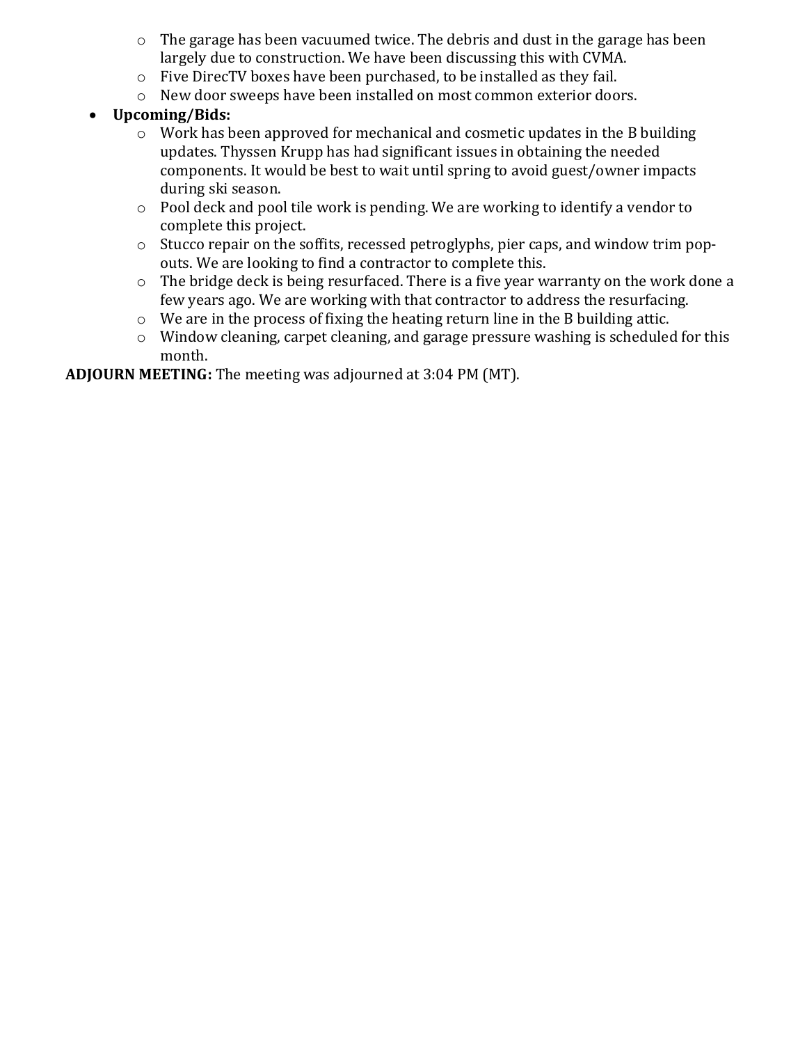- The garage has been vacuumed twice. The debris and dust in the garage has been largely due to construction. We have been discussing this with CVMA.
  - Five DirecTV boxes have been purchased, to be installed as they fail.
  - New door sweeps have been installed on most common exterior doors.
- **Upcoming/Bids:**
  - Work has been approved for mechanical and cosmetic updates in the B building updates. Thyssen Krupp has had significant issues in obtaining the needed components. It would be best to wait until spring to avoid guest/owner impacts during ski season.
  - Pool deck and pool tile work is pending. We are working to identify a vendor to complete this project.
  - Stucco repair on the soffits, recessed petroglyphs, pier caps, and window trim pop-outs. We are looking to find a contractor to complete this.
  - The bridge deck is being resurfaced. There is a five year warranty on the work done a few years ago. We are working with that contractor to address the resurfacing.
  - We are in the process of fixing the heating return line in the B building attic.
  - Window cleaning, carpet cleaning, and garage pressure washing is scheduled for this month.

**ADJOURN MEETING:** The meeting was adjourned at 3:04 PM (MT).